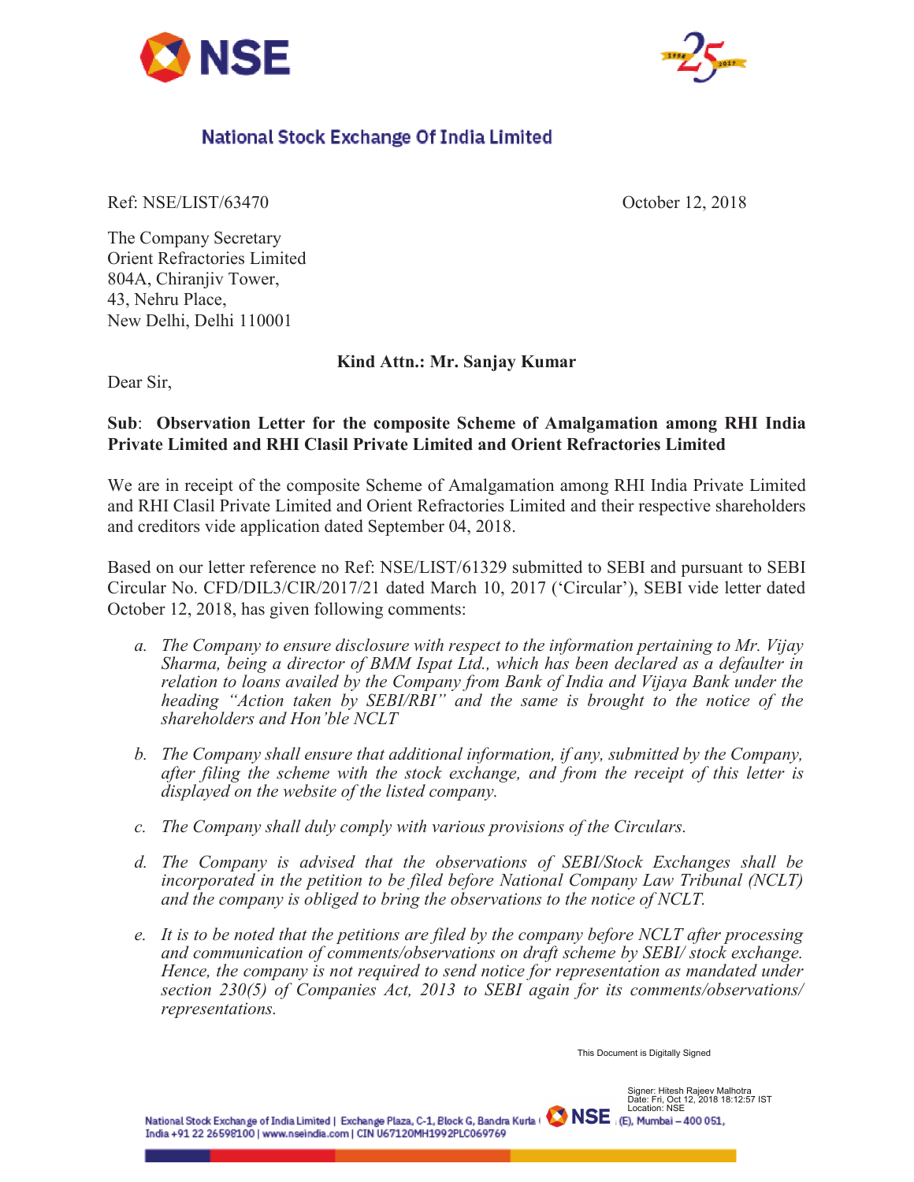**National Stock Exchange Of India Limited**

Ref: NSE/LIST/63470

October 12, 2018

The Company Secretary
Orient Refractories Limited
804A, Chiranjiv Tower,
43, Nehru Place,
New Delhi, Delhi 110001

**Kind Attn.: Mr. Sanjay Kumar**

Dear Sir,

**Sub**: **Observation Letter for the composite Scheme of Amalgamation among RHI India Private Limited and RHI Clasil Private Limited and Orient Refractories Limited**

We are in receipt of the composite Scheme of Amalgamation among RHI India Private Limited and RHI Clasil Private Limited and Orient Refractories Limited and their respective shareholders and creditors vide application dated September 04, 2018.

Based on our letter reference no Ref: NSE/LIST/61329 submitted to SEBI and pursuant to SEBI Circular No. CFD/DIL3/CIR/2017/21 dated March 10, 2017 ('Circular'), SEBI vide letter dated October 12, 2018, has given following comments:

a. *The Company to ensure disclosure with respect to the information pertaining to Mr. Vijay Sharma, being a director of BMM Ispat Ltd., which has been declared as a defaulter in relation to loans availed by the Company from Bank of India and Vijaya Bank under the heading "Action taken by SEBI/RBI" and the same is brought to the notice of the shareholders and Hon'ble NCLT*

b. *The Company shall ensure that additional information, if any, submitted by the Company, after filing the scheme with the stock exchange, and from the receipt of this letter is displayed on the website of the listed company.*

c. *The Company shall duly comply with various provisions of the Circulars.*

d. *The Company is advised that the observations of SEBI/Stock Exchanges shall be incorporated in the petition to be filed before National Company Law Tribunal (NCLT) and the company is obliged to bring the observations to the notice of NCLT.*

e. *It is to be noted that the petitions are filed by the company before NCLT after processing and communication of comments/observations on draft scheme by SEBI/ stock exchange. Hence, the company is not required to send notice for representation as mandated under section 230(5) of Companies Act, 2013 to SEBI again for its comments/observations/ representations.*

This Document is Digitally Signed

Signer: Hitesh Rajeev Malhotra
Date: Fri, Oct 12, 2018 18:12:57 IST
Location: NSE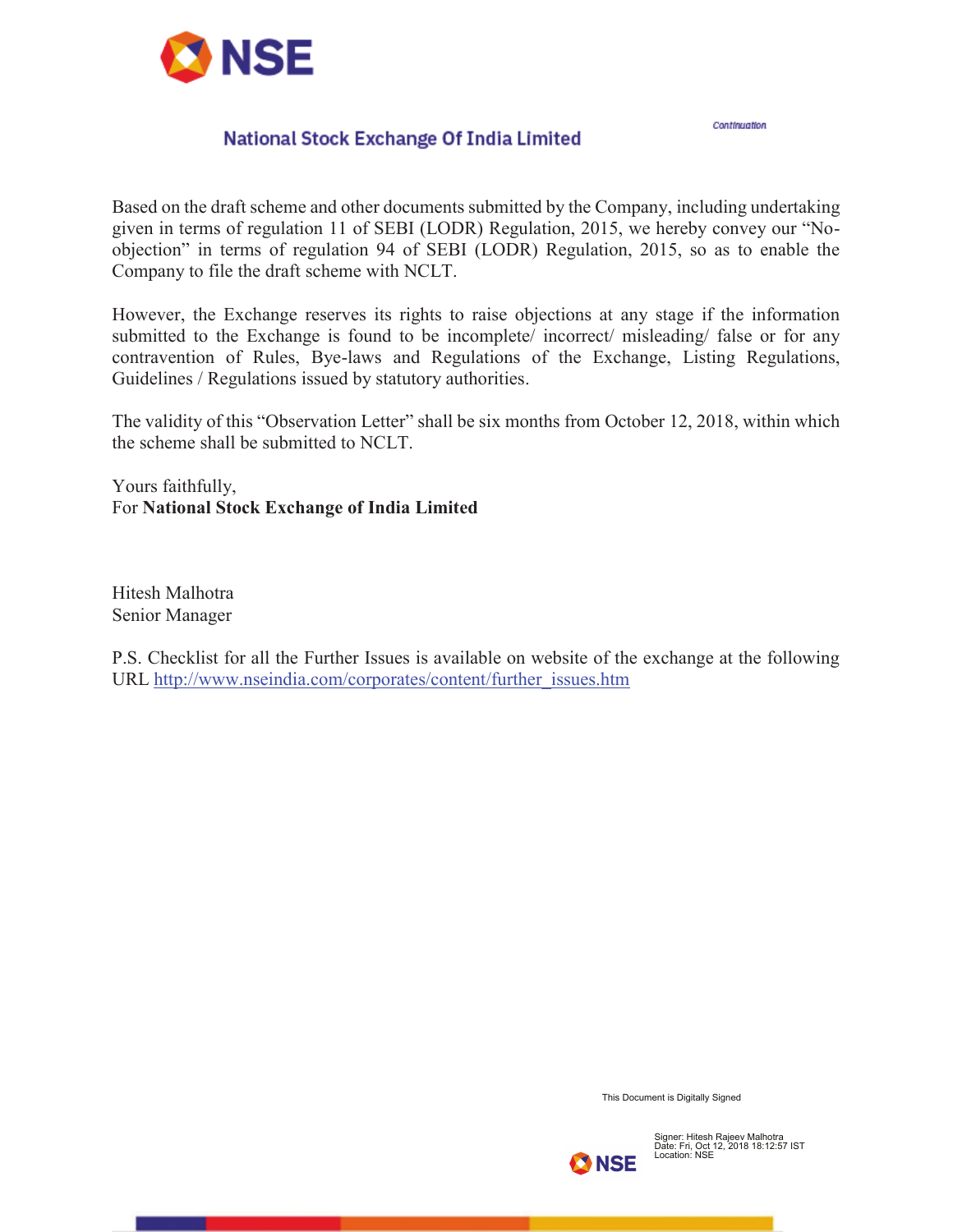Based on the draft scheme and other documents submitted by the Company, including undertaking given in terms of regulation 11 of SEBI (LODR) Regulation, 2015, we hereby convey our "No-objection" in terms of regulation 94 of SEBI (LODR) Regulation, 2015, so as to enable the Company to file the draft scheme with NCLT.

However, the Exchange reserves its rights to raise objections at any stage if the information submitted to the Exchange is found to be incomplete/ incorrect/ misleading/ false or for any contravention of Rules, Bye-laws and Regulations of the Exchange, Listing Regulations, Guidelines / Regulations issued by statutory authorities.

The validity of this "Observation Letter" shall be six months from October 12, 2018, within which the scheme shall be submitted to NCLT.

Yours faithfully,
For **National Stock Exchange of India Limited**

Hitesh Malhotra
Senior Manager

P.S. Checklist for all the Further Issues is available on website of the exchange at the following URL http://www.nseindia.com/corporates/content/further_issues.htm

This Document is Digitally Signed

Signer: Hitesh Rajeev Malhotra
Date: Fri, Oct 12, 2018 18:12:57 IST
Location: NSE